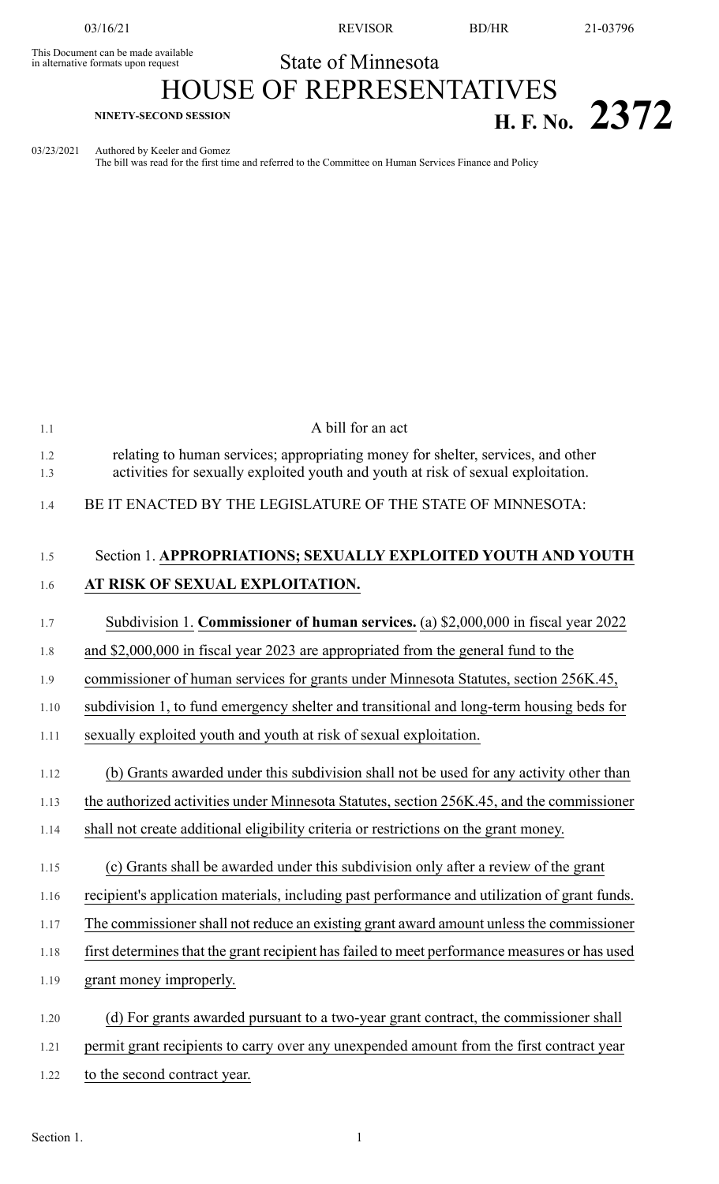This Document can be made available in alternative formats upon request

State of Minnesota

# HOUSE OF REPRESENTATIVES

**NINETY-SECOND SESSION**

**H. F. No. 2372**

03/23/2021 Authored by Keeler and Gomez
The bill was read for the first time and referred to the Committee on Human Services Finance and Policy

A bill for an act

relating to human services; appropriating money for shelter, services, and other activities for sexually exploited youth and youth at risk of sexual exploitation.

BE IT ENACTED BY THE LEGISLATURE OF THE STATE OF MINNESOTA:

Section 1. **APPROPRIATIONS; SEXUALLY EXPLOITED YOUTH AND YOUTH AT RISK OF SEXUAL EXPLOITATION.**

Subdivision 1. **Commissioner of human services.** (a) $2,000,000 in fiscal year 2022 and $2,000,000 in fiscal year 2023 are appropriated from the general fund to the commissioner of human services for grants under Minnesota Statutes, section 256K.45, subdivision 1, to fund emergency shelter and transitional and long-term housing beds for sexually exploited youth and youth at risk of sexual exploitation.

(b) Grants awarded under this subdivision shall not be used for any activity other than the authorized activities under Minnesota Statutes, section 256K.45, and the commissioner shall not create additional eligibility criteria or restrictions on the grant money.

(c) Grants shall be awarded under this subdivision only after a review of the grant recipient's application materials, including past performance and utilization of grant funds. The commissioner shall not reduce an existing grant award amount unless the commissioner first determines that the grant recipient has failed to meet performance measures or has used grant money improperly.

(d) For grants awarded pursuant to a two-year grant contract, the commissioner shall permit grant recipients to carry over any unexpended amount from the first contract year to the second contract year.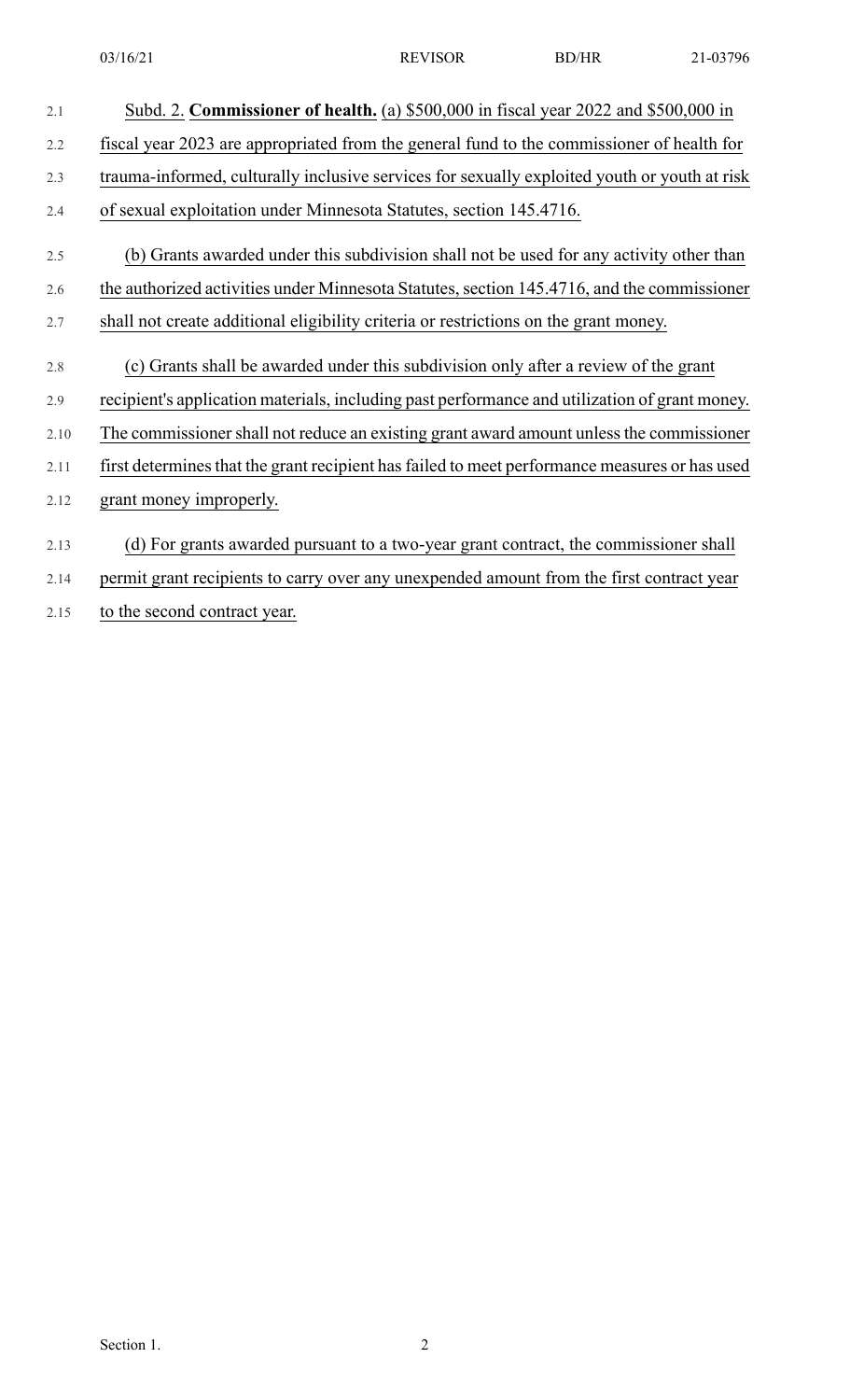Subd. 2. **Commissioner of health.** (a) $500,000 in fiscal year 2022 and $500,000 in fiscal year 2023 are appropriated from the general fund to the commissioner of health for trauma-informed, culturally inclusive services for sexually exploited youth or youth at risk of sexual exploitation under Minnesota Statutes, section 145.4716.

(b) Grants awarded under this subdivision shall not be used for any activity other than the authorized activities under Minnesota Statutes, section 145.4716, and the commissioner shall not create additional eligibility criteria or restrictions on the grant money.

(c) Grants shall be awarded under this subdivision only after a review of the grant recipient's application materials, including past performance and utilization of grant money. The commissioner shall not reduce an existing grant award amount unless the commissioner first determines that the grant recipient has failed to meet performance measures or has used grant money improperly.

(d) For grants awarded pursuant to a two-year grant contract, the commissioner shall permit grant recipients to carry over any unexpended amount from the first contract year to the second contract year.